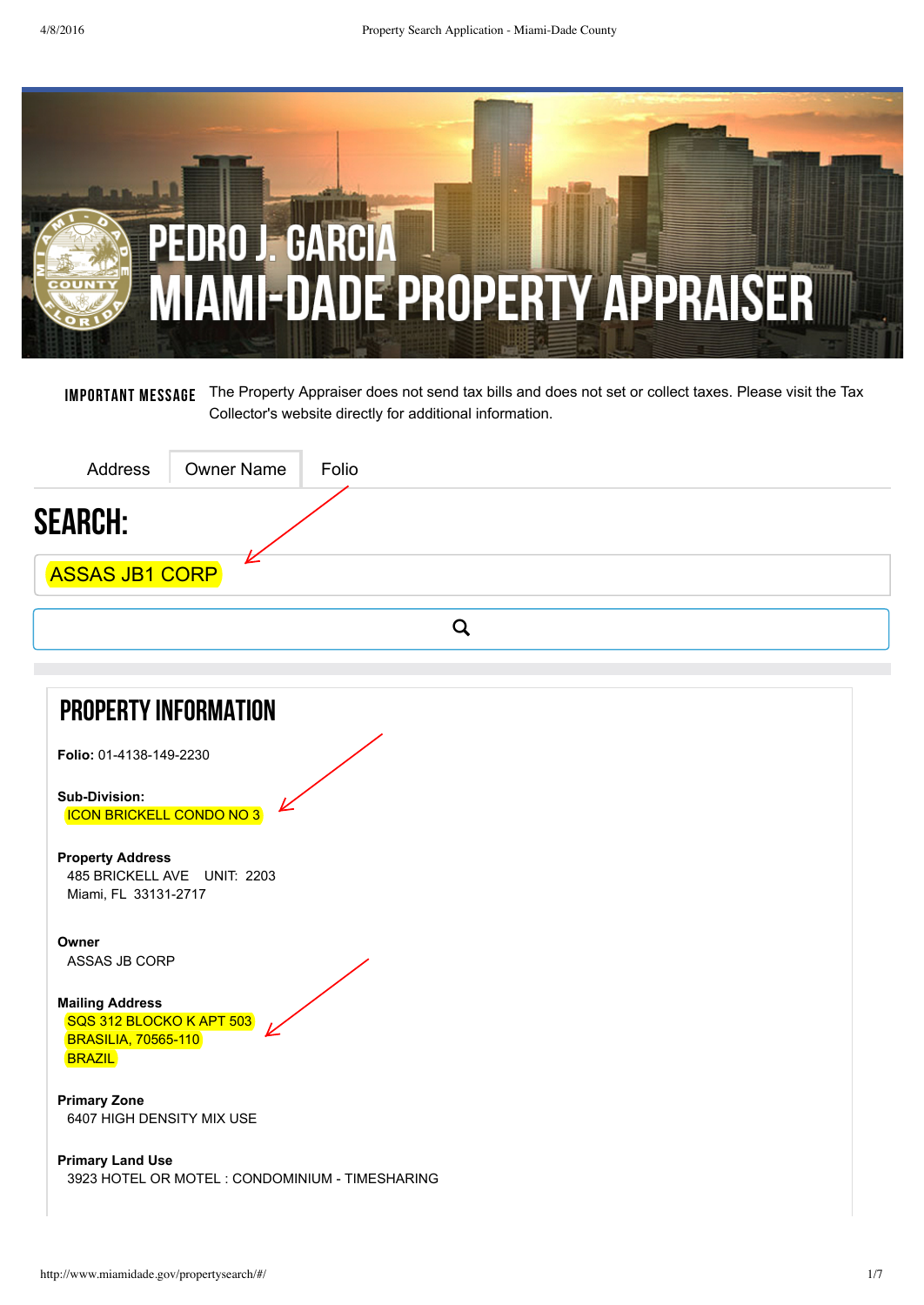# PEDRO J. GARCIA
# MIAMI-DADE PROPERTY APPRAISER

**IMPORTANT MESSAGE** The Property Appraiser does not send tax bills and does not set or collect taxes. Please visit the Tax Collector's website directly for additional information.

Address | Owner Name | Folio

## SEARCH:

ASSAS JB1 CORP

## PROPERTY INFORMATION

**Folio:** 01-4138-149-2230

**Sub-Division:**
ICON BRICKELL CONDO NO 3

**Property Address**
485 BRICKELL AVE UNIT: 2203
Miami, FL 33131-2717

**Owner**
ASSAS JB CORP

**Mailing Address**
SQS 312 BLOCKO K APT 503
BRASILIA, 70565-110
BRAZIL

**Primary Zone**
6407 HIGH DENSITY MIX USE

**Primary Land Use**
3923 HOTEL OR MOTEL : CONDOMINIUM - TIMESHARING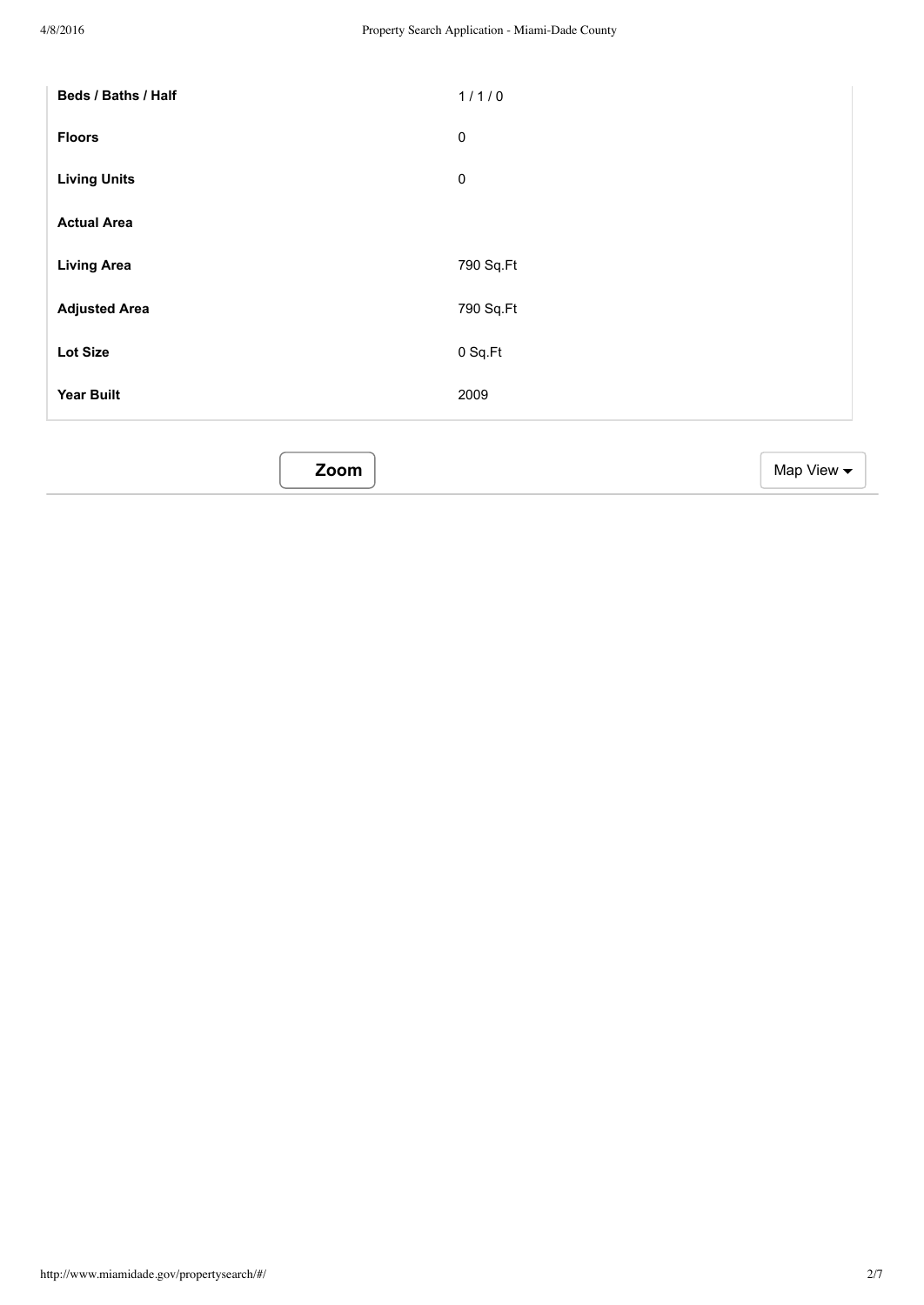| | |
|---|---|
| **Beds / Baths / Half** | 1 / 1 / 0 |
| **Floors** | 0 |
| **Living Units** | 0 |
| **Actual Area** | |
| **Living Area** | 790 Sq.Ft |
| **Adjusted Area** | 790 Sq.Ft |
| **Lot Size** | 0 Sq.Ft |
| **Year Built** | 2009 |

**Zoom**

Map View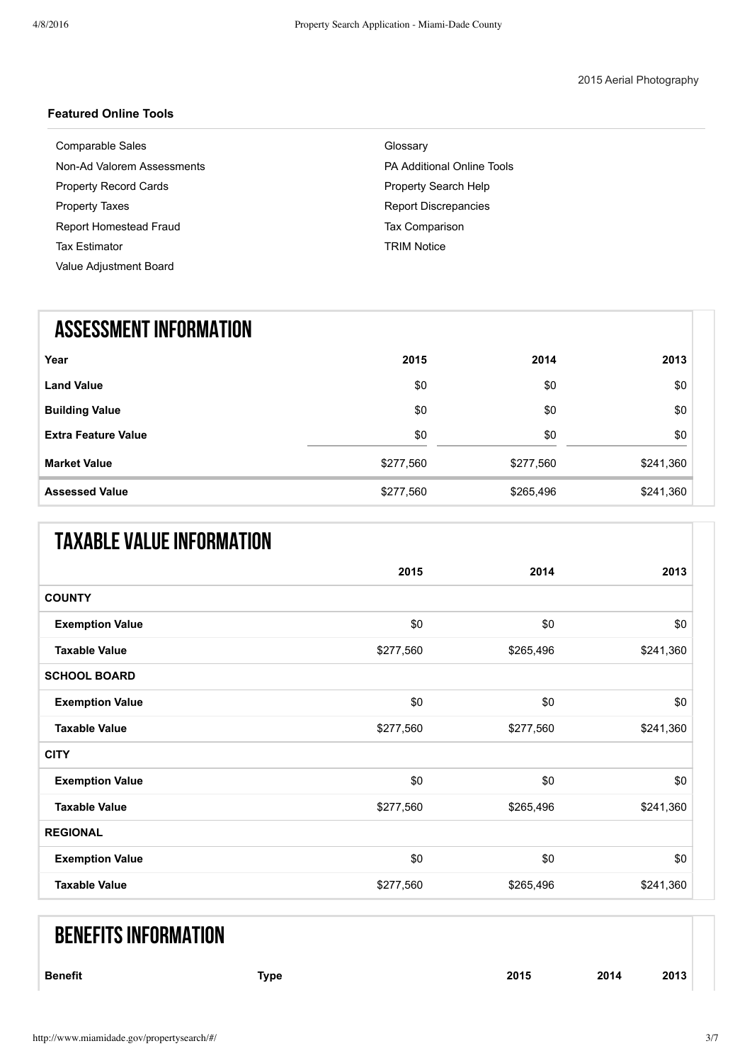2015 Aerial Photography

**Featured Online Tools**

- Comparable Sales
- Non-Ad Valorem Assessments
- Property Record Cards
- Property Taxes
- Report Homestead Fraud
- Tax Estimator
- Value Adjustment Board
- Glossary
- PA Additional Online Tools
- Property Search Help
- Report Discrepancies
- Tax Comparison
- TRIM Notice

## ASSESSMENT INFORMATION

| Year | 2015 | 2014 | 2013 |
|---|---|---|---|
| **Land Value** | $0 | $0 | $0 |
| **Building Value** | $0 | $0 | $0 |
| **Extra Feature Value** | $0 | $0 | $0 |
| **Market Value** | $277,560 | $277,560 | $241,360 |
| **Assessed Value** | $277,560 | $265,496 | $241,360 |

## TAXABLE VALUE INFORMATION

| | 2015 | 2014 | 2013 |
|---|---|---|---|
| **COUNTY** | | | |
| **Exemption Value** | $0 | $0 | $0 |
| **Taxable Value** | $277,560 | $265,496 | $241,360 |
| **SCHOOL BOARD** | | | |
| **Exemption Value** | $0 | $0 | $0 |
| **Taxable Value** | $277,560 | $277,560 | $241,360 |
| **CITY** | | | |
| **Exemption Value** | $0 | $0 | $0 |
| **Taxable Value** | $277,560 | $265,496 | $241,360 |
| **REGIONAL** | | | |
| **Exemption Value** | $0 | $0 | $0 |
| **Taxable Value** | $277,560 | $265,496 | $241,360 |

## BENEFITS INFORMATION

| Benefit | Type | 2015 | 2014 | 2013 |
|---|---|---|---|---|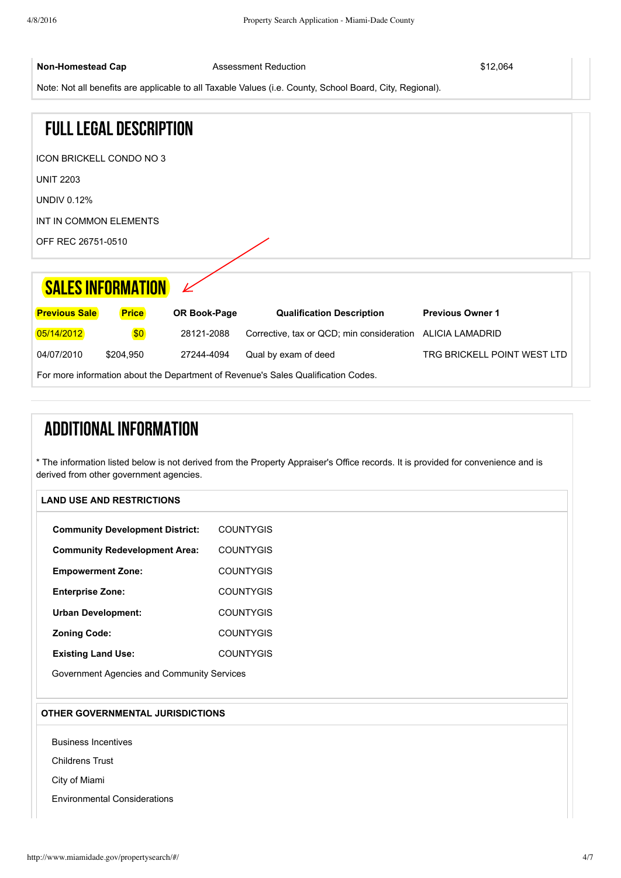| Non-Homestead Cap | Assessment Reduction | $12,064 |
|---|---|---|

Note: Not all benefits are applicable to all Taxable Values (i.e. County, School Board, City, Regional).

## FULL LEGAL DESCRIPTION

ICON BRICKELL CONDO NO 3

UNIT 2203

UNDIV 0.12%

INT IN COMMON ELEMENTS

OFF REC 26751-0510

## SALES INFORMATION

| Previous Sale | Price | OR Book-Page | Qualification Description | Previous Owner 1 |
|---|---|---|---|---|
| 05/14/2012 | $0 | 28121-2088 | Corrective, tax or QCD; min consideration | ALICIA LAMADRID |
| 04/07/2010 | $204,950 | 27244-4094 | Qual by exam of deed | TRG BRICKELL POINT WEST LTD |

For more information about the Department of Revenue's Sales Qualification Codes.

## ADDITIONAL INFORMATION

* The information listed below is not derived from the Property Appraiser's Office records. It is provided for convenience and is derived from other government agencies.

### LAND USE AND RESTRICTIONS

| | |
|---|---|
| **Community Development District:** | COUNTYGIS |
| **Community Redevelopment Area:** | COUNTYGIS |
| **Empowerment Zone:** | COUNTYGIS |
| **Enterprise Zone:** | COUNTYGIS |
| **Urban Development:** | COUNTYGIS |
| **Zoning Code:** | COUNTYGIS |
| **Existing Land Use:** | COUNTYGIS |

Government Agencies and Community Services

### OTHER GOVERNMENTAL JURISDICTIONS

Business Incentives

Childrens Trust

City of Miami

Environmental Considerations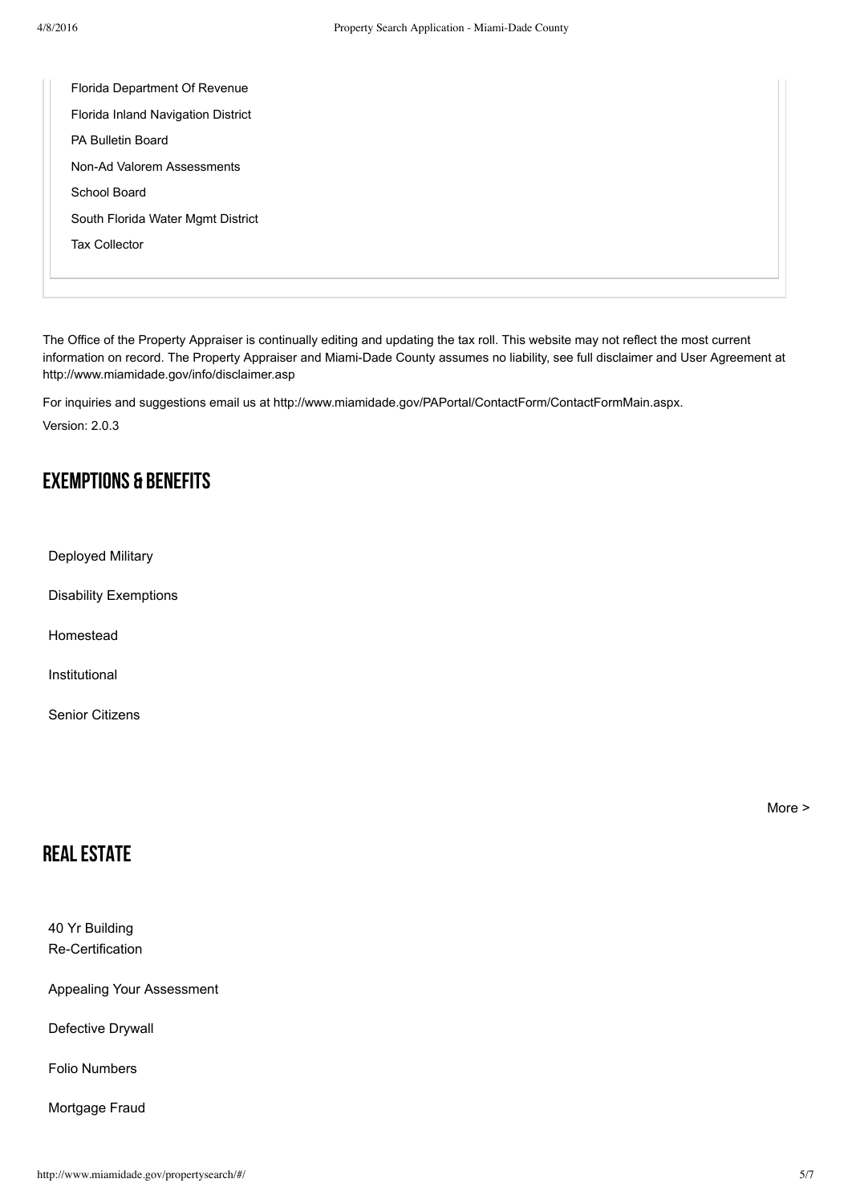Florida Department Of Revenue

Florida Inland Navigation District

PA Bulletin Board

Non-Ad Valorem Assessments

School Board

South Florida Water Mgmt District

Tax Collector

The Office of the Property Appraiser is continually editing and updating the tax roll. This website may not reflect the most current information on record. The Property Appraiser and Miami-Dade County assumes no liability, see full disclaimer and User Agreement at http://www.miamidade.gov/info/disclaimer.asp

For inquiries and suggestions email us at http://www.miamidade.gov/PAPortal/ContactForm/ContactFormMain.aspx.

Version: 2.0.3

## EXEMPTIONS & BENEFITS

Deployed Military

Disability Exemptions

Homestead

Institutional

Senior Citizens

More >

## REAL ESTATE

40 Yr Building Re-Certification

Appealing Your Assessment

Defective Drywall

Folio Numbers

Mortgage Fraud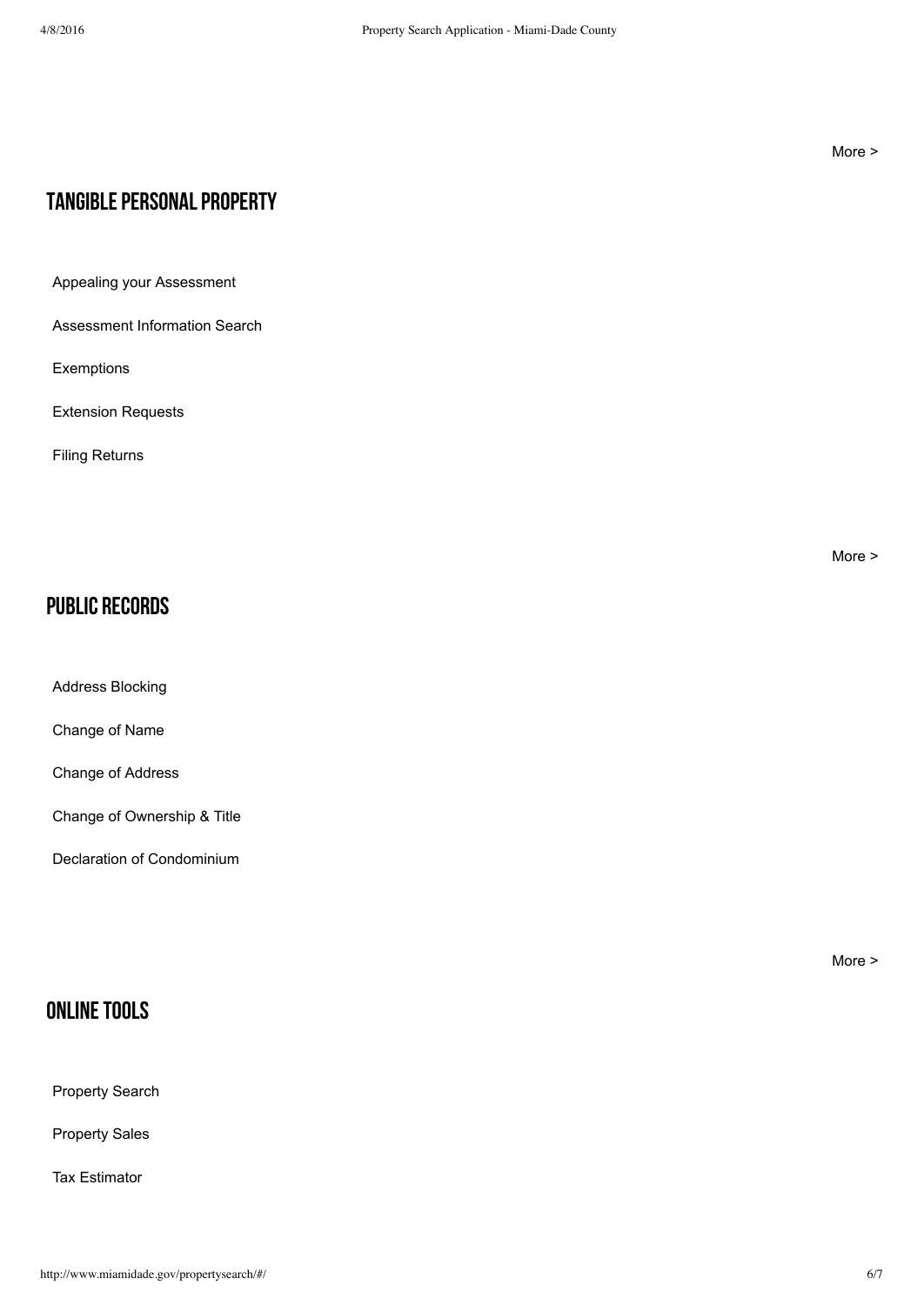More >

## TANGIBLE PERSONAL PROPERTY

Appealing your Assessment

Assessment Information Search

Exemptions

Extension Requests

Filing Returns

More >

## PUBLIC RECORDS

Address Blocking

Change of Name

Change of Address

Change of Ownership & Title

Declaration of Condominium

More >

## ONLINE TOOLS

Property Search

Property Sales

Tax Estimator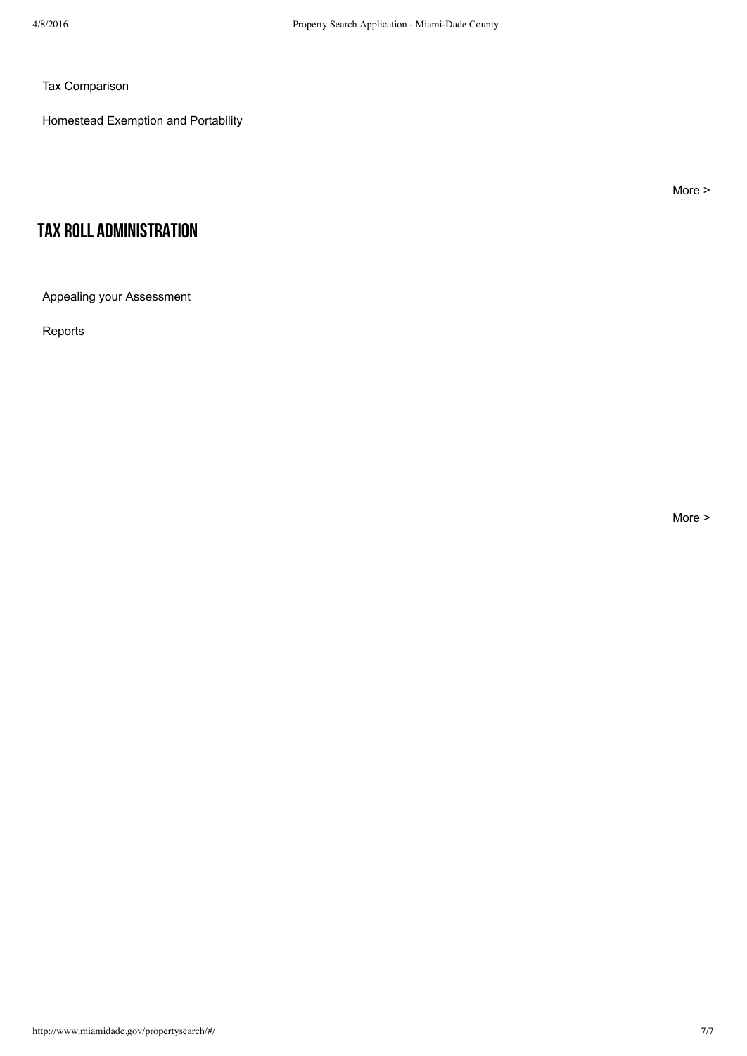Tax Comparison

Homestead Exemption and Portability

More >

## TAX ROLL ADMINISTRATION

Appealing your Assessment

Reports

More >